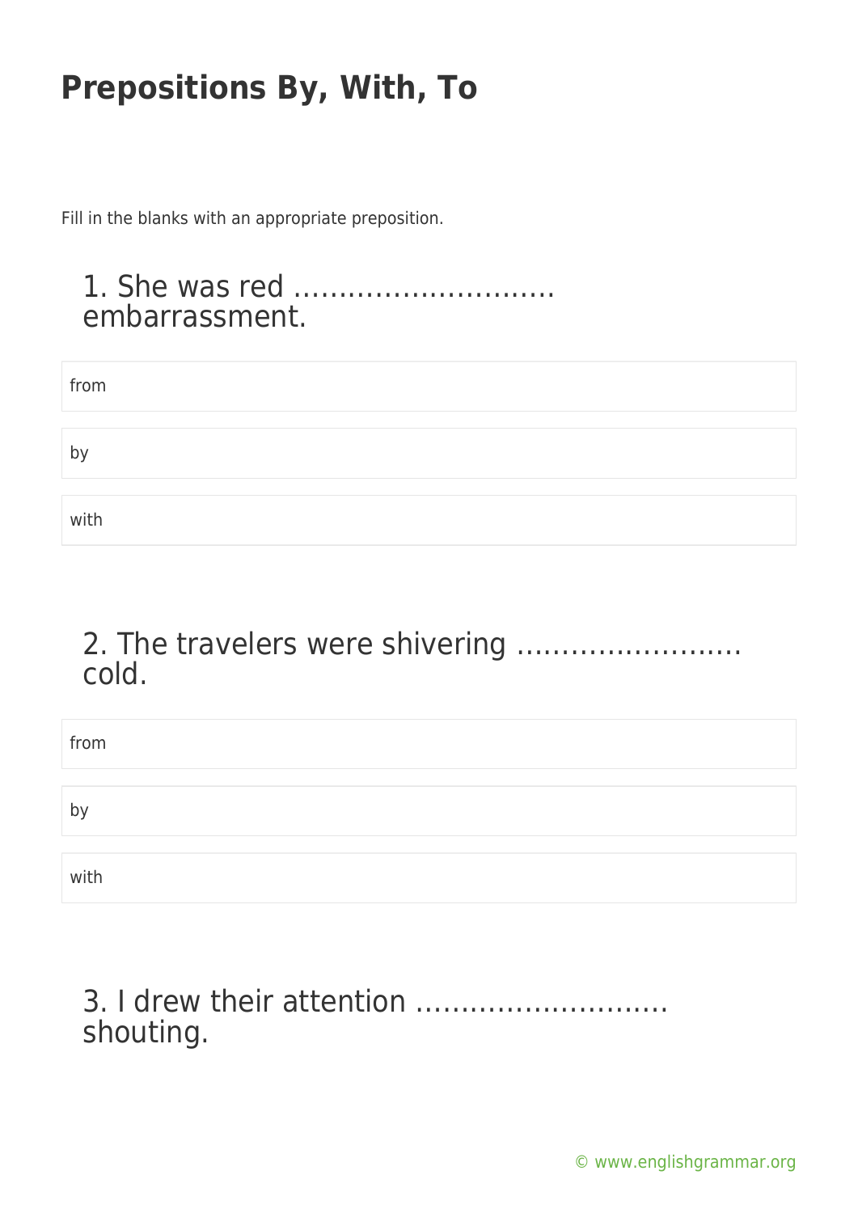# Prepositions By, With, To

Fill in the blanks with an appropriate preposition.

## 1. She was red ……………………….. embarrassment.

- from
- by
- with

## 2. The travelers were shivering ……………………. cold.

- from
- by
- with

## 3. I drew their attention ………………………. shouting.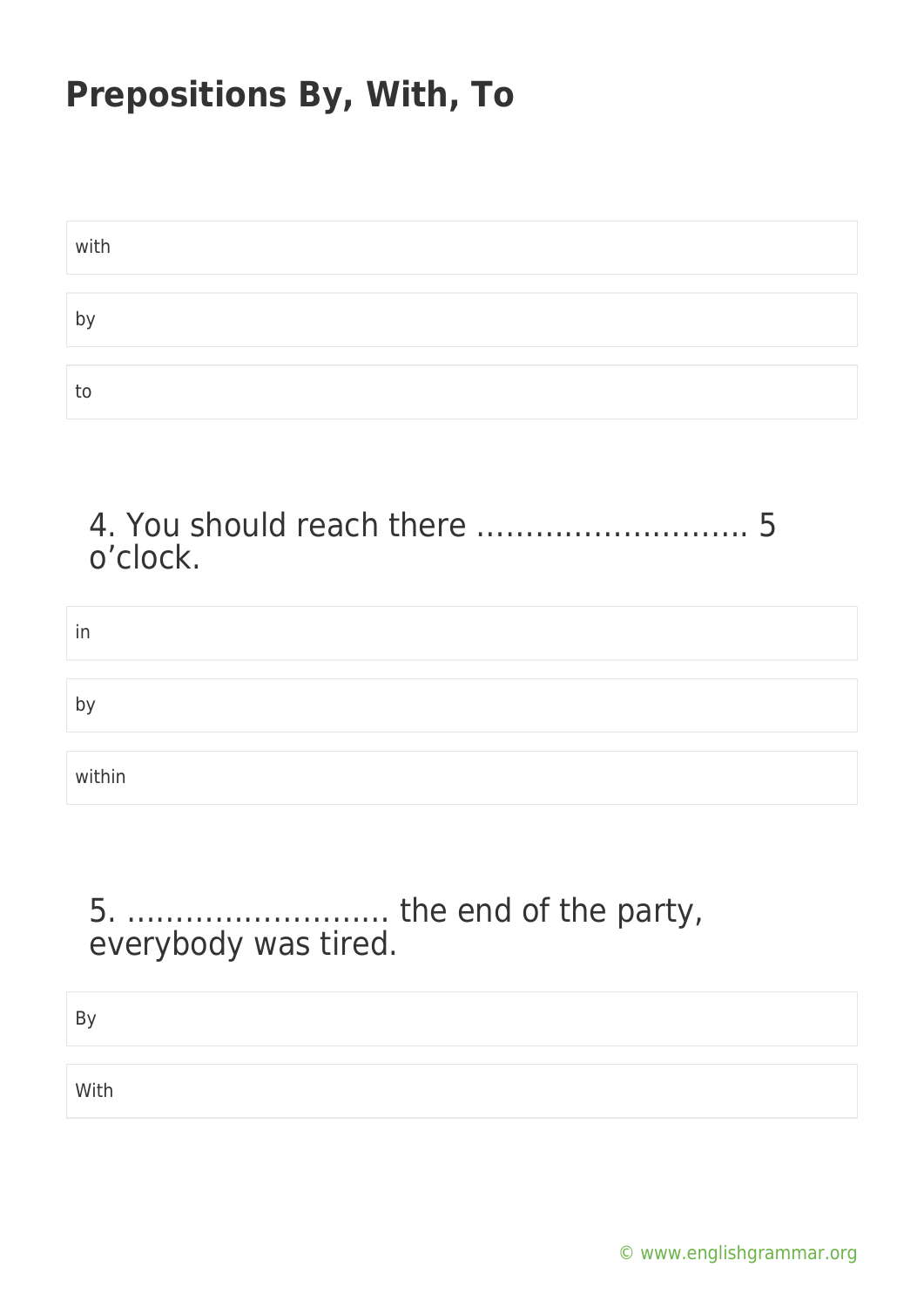# Prepositions By, With, To

with

by

to

4. You should reach there ……………………….. 5 o'clock.

in

by

within

5. ……………………… the end of the party, everybody was tired.

By

With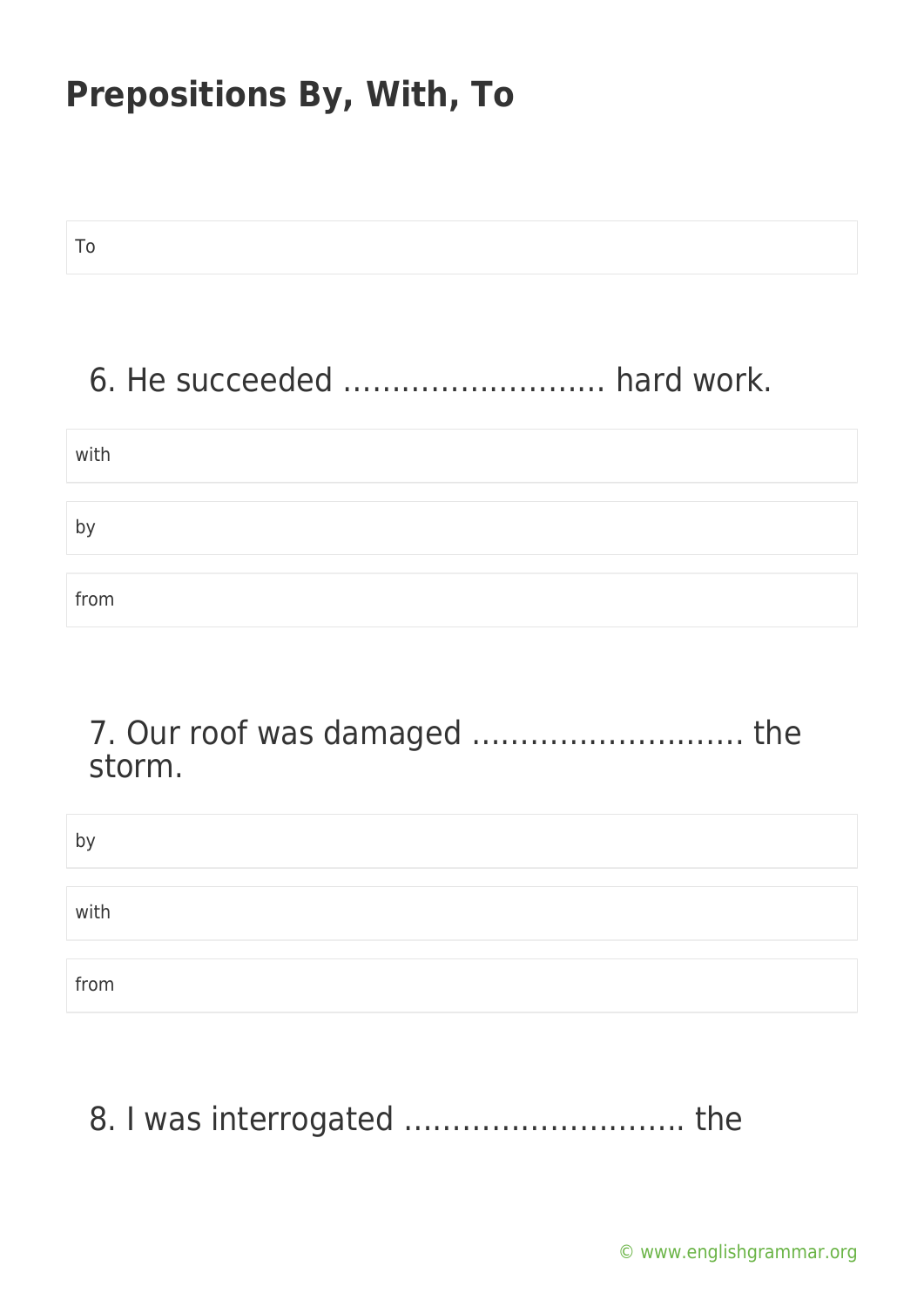To

6. He succeeded ……………………… hard work.

with

by

from

7. Our roof was damaged ………………………. the storm.

by

with

from

8. I was interrogated ……………………….. the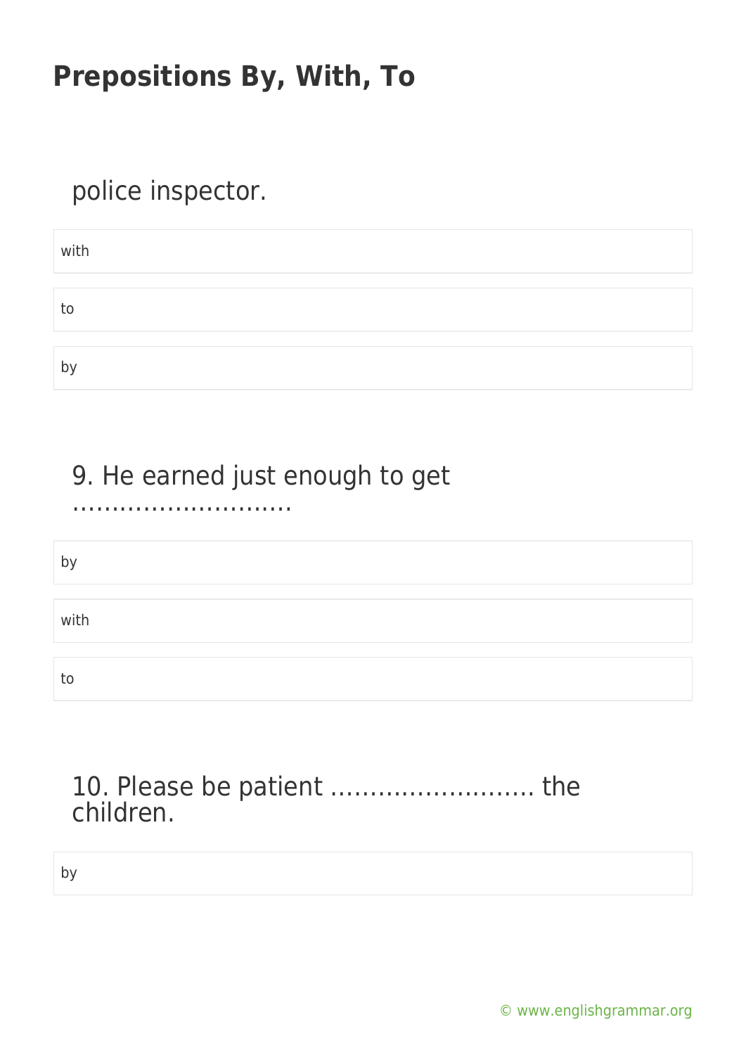police inspector.

- with
- to
- by

9. He earned just enough to get ……………………….

- by
- with
- to

10. Please be patient …………………….. the children.

- by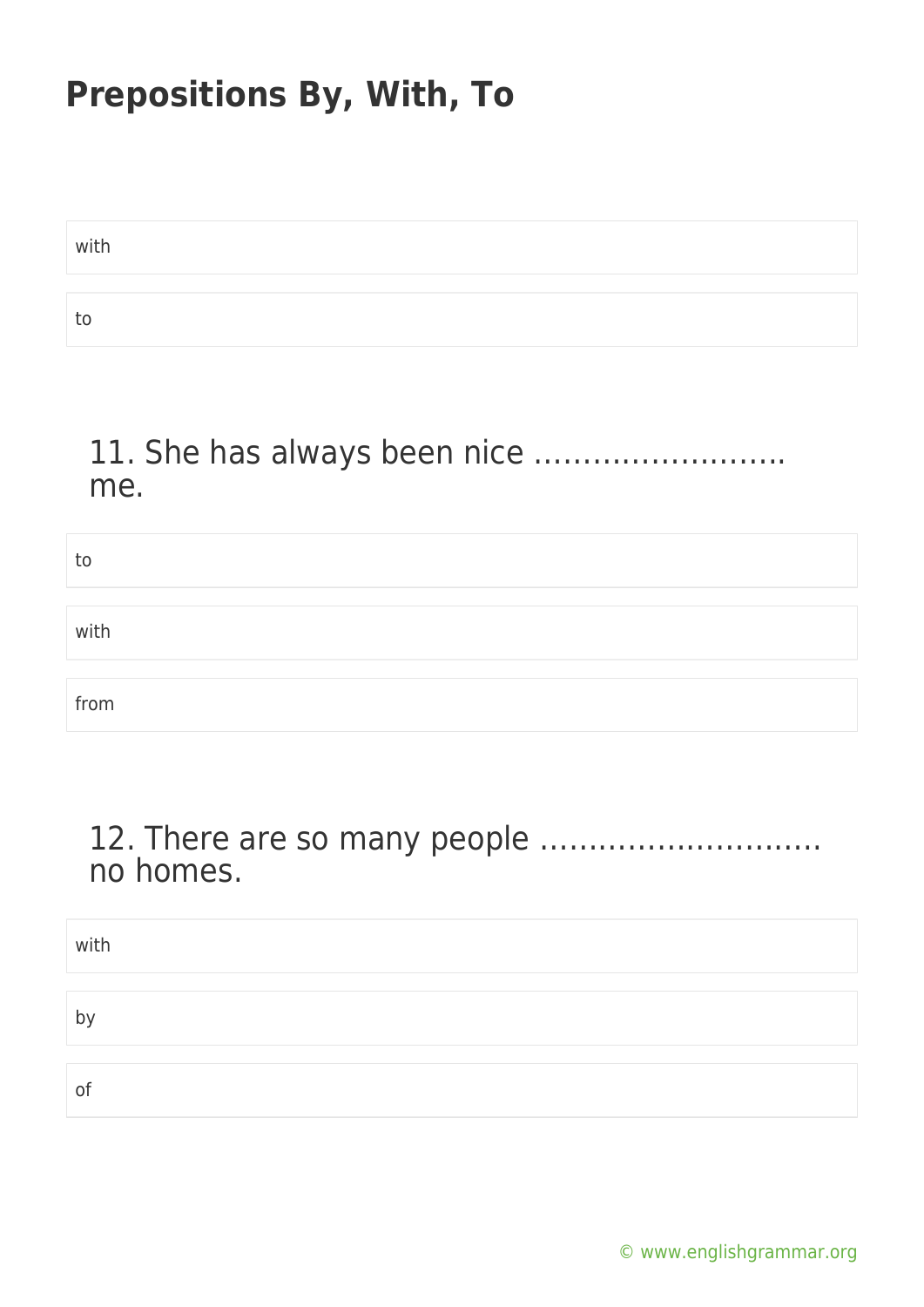# Prepositions By, With, To

with

to

11. She has always been nice …………………….. me.

to

with

from

12. There are so many people ………………………. no homes.

with

by

of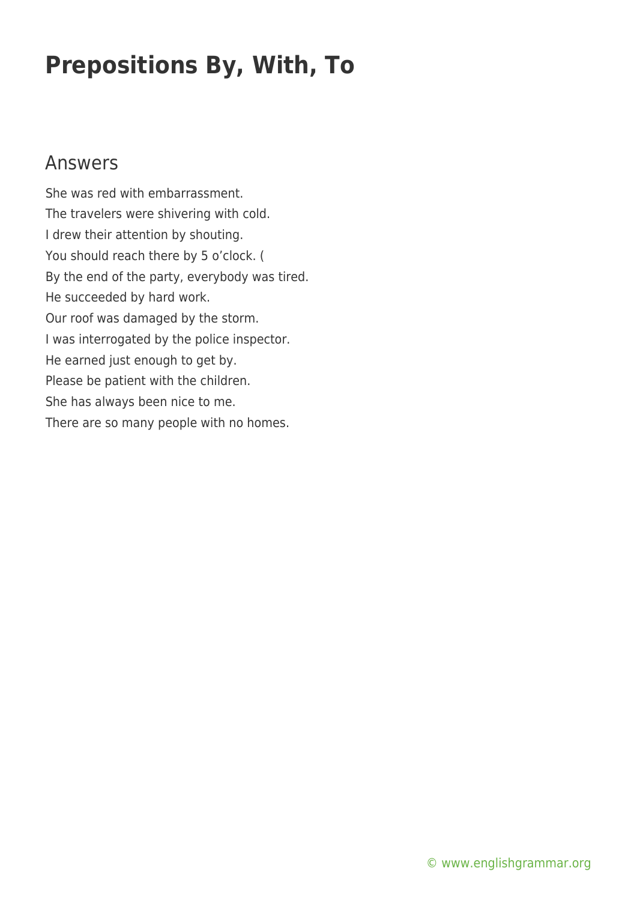# Prepositions By, With, To

## Answers

She was red with embarrassment.
The travelers were shivering with cold.
I drew their attention by shouting.
You should reach there by 5 o'clock. (
By the end of the party, everybody was tired.
He succeeded by hard work.
Our roof was damaged by the storm.
I was interrogated by the police inspector.
He earned just enough to get by.
Please be patient with the children.
She has always been nice to me.
There are so many people with no homes.